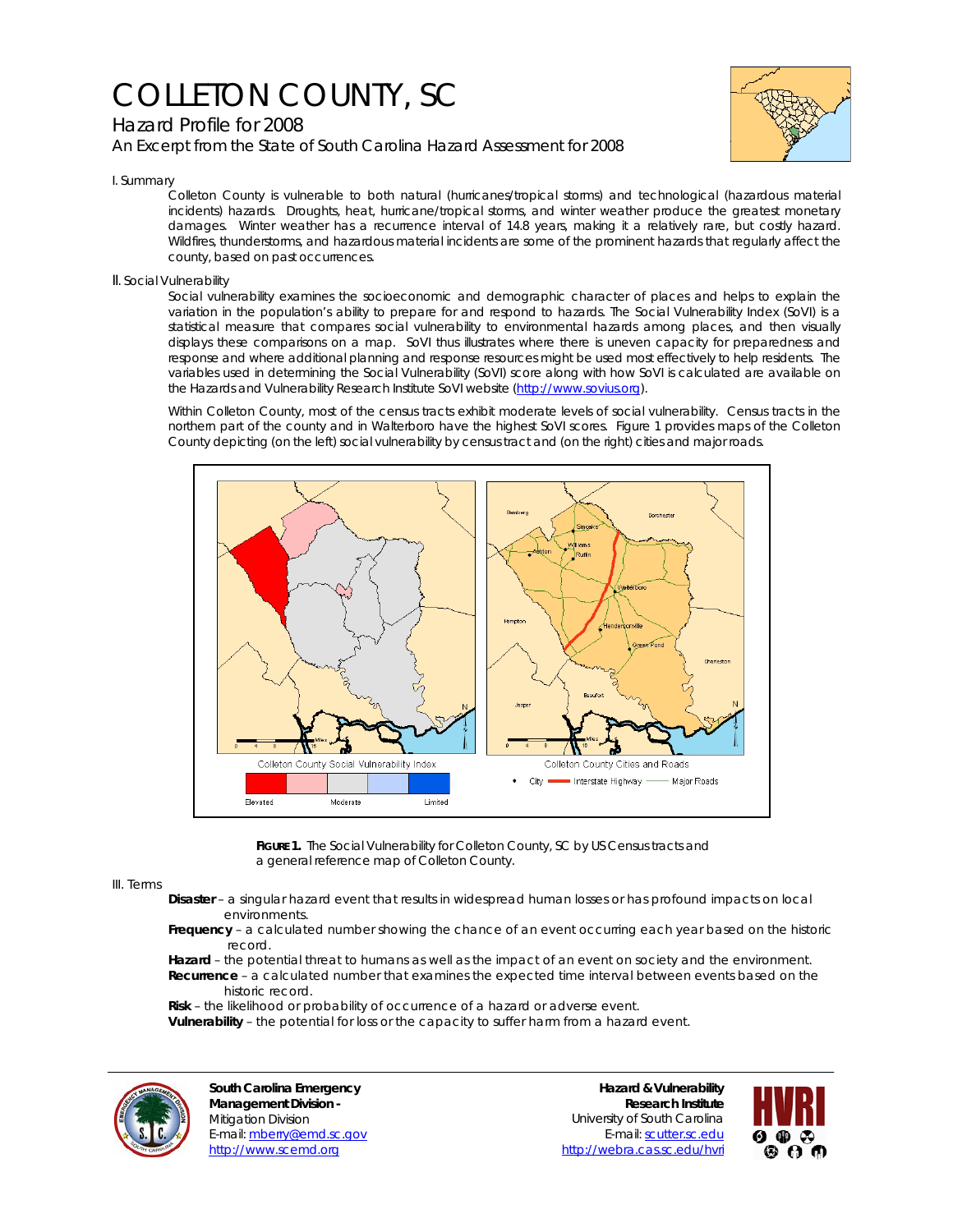# COLLETON COUNTY, SC

## Hazard Profile for 2008

An Excerpt from the State of South Carolina Hazard Assessment for 2008

### I. Summary

Colleton County is vulnerable to both natural (hurricanes/tropical storms) and technological (hazardous material incidents) hazards. Droughts, heat, hurricane/tropical storms, and winter weather produce the greatest monetary damages. Winter weather has a recurrence interval of 14.8 years, making it a relatively rare, but costly hazard. Wildfires, thunderstorms, and hazardous material incidents are some of the prominent hazards that regularly affect the county, based on past occurrences.

### II. Social Vulnerability

Social vulnerability examines the socioeconomic and demographic character of places and helps to explain the variation in the population's ability to prepare for and respond to hazards. The Social Vulnerability Index (SoVI) is a statistical measure that compares social vulnerability to environmental hazards among places, and then visually displays these comparisons on a map. SoVI thus illustrates where there is uneven capacity for preparedness and response and where additional planning and response resources might be used most effectively to help residents. The variables used in determining the Social Vulnerability (SoVI) score along with how SoVI is calculated are available on the Hazards and Vulnerability Research Institute SoVI website (http://www.sovius.org).

Within Colleton County, most of the census tracts exhibit moderate levels of social vulnerability. Census tracts in the northern part of the county and in Walterboro have the highest SoVI scores. Figure 1 provides maps of the Colleton County depicting (on the left) social vulnerability by census tract and (on the right) cities and major roads.

**FIGURE 1.** The Social Vulnerability for Colleton County, SC by US Census tracts and a general reference map of Colleton County.

### III. Terms

**Disaster** – a singular hazard event that results in widespread human losses or has profound impacts on local environments.

**Frequency** – a calculated number showing the chance of an event occurring each year based on the historic record.

**Hazard** – the potential threat to humans as well as the impact of an event on society and the environment.

**Recurrence** – a calculated number that examines the expected time interval between events based on the historic record.

**Risk** – the likelihood or probability of occurrence of a hazard or adverse event.

**Vulnerability** – the potential for loss or the capacity to suffer harm from a hazard event.

**South Carolina Emergency Management Division -**
Mitigation Division
E-mail: mberry@emd.sc.gov
http://www.scemd.org

**Hazard & Vulnerability Research Institute**
University of South Carolina
E-mail: scutter.sc.edu
http://webra.cas.sc.edu/hvri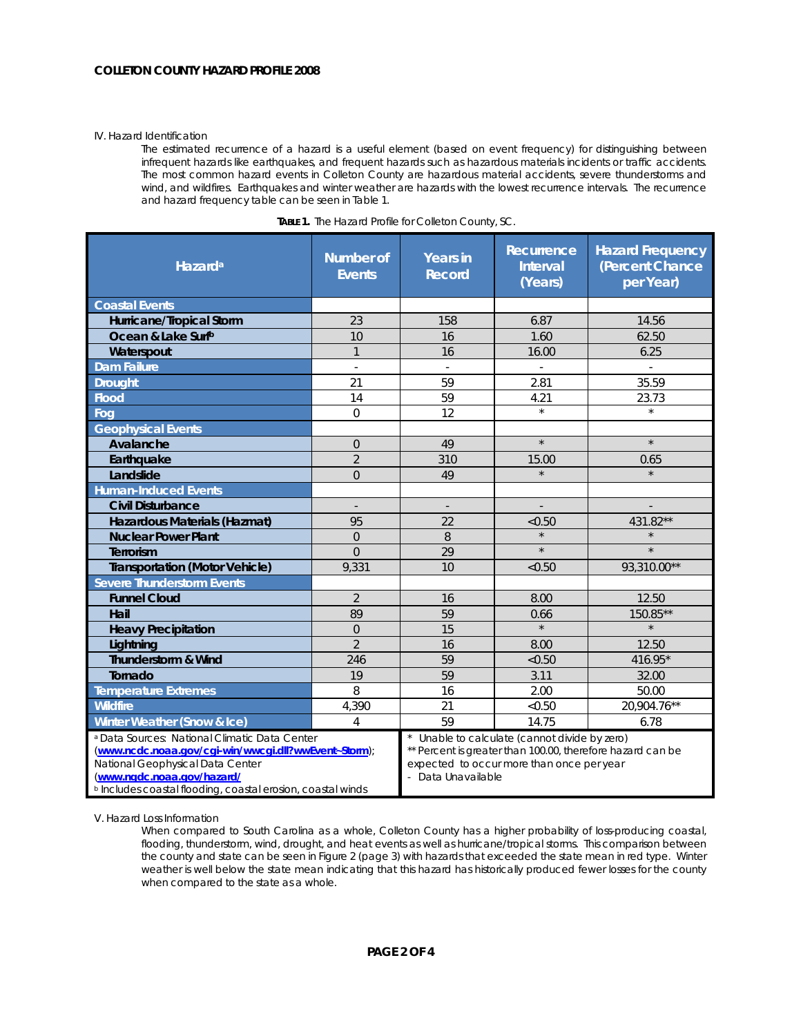IV. Hazard Identification

The estimated recurrence of a hazard is a useful element (based on event frequency) for distinguishing between infrequent hazards like earthquakes, and frequent hazards such as hazardous materials incidents or traffic accidents. The most common hazard events in Colleton County are hazardous material accidents, severe thunderstorms and wind, and wildfires. Earthquakes and winter weather are hazards with the lowest recurrence intervals. The recurrence and hazard frequency table can be seen in Table 1.

**TABLE 1.** The Hazard Profile for Colleton County, SC.

| Hazard[a] | Number of Events | Years in Record | Recurrence Interval (Years) | Hazard Frequency (Percent Chance per Year) |
|---|---|---|---|---|
| **Coastal Events** | | | | |
| Hurricane/Tropical Storm | 23 | 158 | 6.87 | 14.56 |
| Ocean & Lake Surf[b] | 10 | 16 | 1.60 | 62.50 |
| Waterspout | 1 | 16 | 16.00 | 6.25 |
| **Dam Failure** | - | - | - | - |
| **Drought** | 21 | 59 | 2.81 | 35.59 |
| **Flood** | 14 | 59 | 4.21 | 23.73 |
| **Fog** | 0 | 12 | * | * |
| **Geophysical Events** | | | | |
| Avalanche | 0 | 49 | * | * |
| Earthquake | 2 | 310 | 15.00 | 0.65 |
| Landslide | 0 | 49 | * | * |
| **Human-Induced Events** | | | | |
| Civil Disturbance | - | - | - | - |
| Hazardous Materials (Hazmat) | 95 | 22 | <0.50 | 431.82** |
| Nuclear Power Plant | 0 | 8 | * | * |
| Terrorism | 0 | 29 | * | * |
| Transportation (Motor Vehicle) | 9,331 | 10 | <0.50 | 93,310.00** |
| **Severe Thunderstorm Events** | | | | |
| Funnel Cloud | 2 | 16 | 8.00 | 12.50 |
| Hail | 89 | 59 | 0.66 | 150.85** |
| Heavy Precipitation | 0 | 15 | * | * |
| Lightning | 2 | 16 | 8.00 | 12.50 |
| Thunderstorm & Wind | 246 | 59 | <0.50 | 416.95* |
| Tornado | 19 | 59 | 3.11 | 32.00 |
| **Temperature Extremes** | 8 | 16 | 2.00 | 50.00 |
| **Wildfire** | 4,390 | 21 | <0.50 | 20,904.76** |
| **Winter Weather (Snow & Ice)** | 4 | 59 | 14.75 | 6.78 |

[a] Data Sources: National Climatic Data Center (www.ncdc.noaa.gov/cgi-win/wwcgi.dll?wwEvent~Storm); National Geophysical Data Center (www.ngdc.noaa.gov/hazard/)
[b] Includes coastal flooding, coastal erosion, coastal winds

\* Unable to calculate (cannot divide by zero)
\*\* Percent is greater than 100.00, therefore hazard can be expected to occur more than once per year
\- Data Unavailable

V. Hazard Loss Information

When compared to South Carolina as a whole, Colleton County has a higher probability of loss-producing coastal, flooding, thunderstorm, wind, drought, and heat events as well as hurricane/tropical storms. This comparison between the county and state can be seen in Figure 2 (page 3) with hazards that exceeded the state mean in red type. Winter weather is well below the state mean indicating that this hazard has historically produced fewer losses for the county when compared to the state as a whole.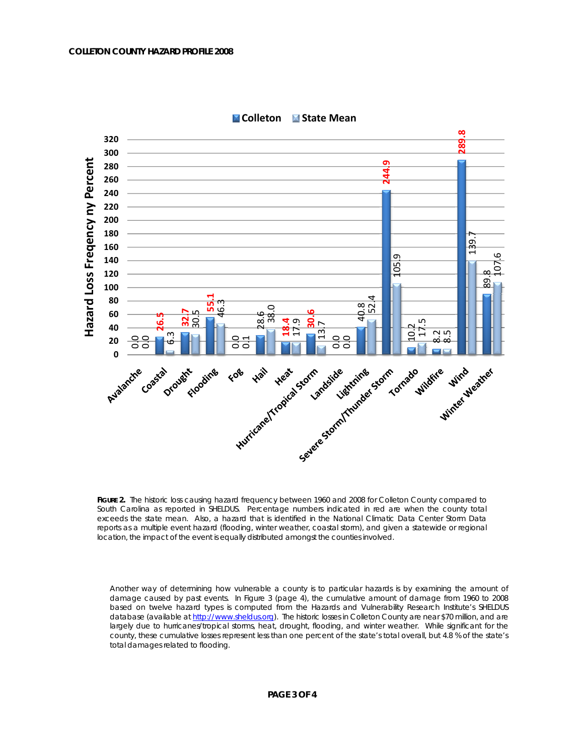| Hazard | Colleton | State Mean |
|---|---|---|
| Avalanche | 0.0 | 0.0 |
| Coastal | **26.5** | 6.3 |
| Drought | **32.7** | 30.5 |
| Flooding | **55.1** | 46.3 |
| Fog | 0.0 | 0.1 |
| Hail | 28.6 | 38.0 |
| Heat | **18.4** | 17.9 |
| Hurricane/Tropical Storm | **30.6** | 13.7 |
| Landslide | 0.0 | 0.0 |
| Lightning | 40.8 | 52.4 |
| Severe Storm/Thunder Storm | **244.9** | 105.9 |
| Tornado | 10.2 | 17.5 |
| Wildfire | 8.2 | 8.5 |
| Wind | **289.8** | 139.7 |
| Winter Weather | 89.8 | 107.6 |

Y-axis: Hazard Loss Freqency ny Percent

**FIGURE 2.** The historic loss causing hazard frequency between 1960 and 2008 for Colleton County compared to South Carolina as reported in SHELDUS. Percentage numbers indicated in red are when the county total exceeds the state mean. Also, a hazard that is identified in the National Climatic Data Center Storm Data reports as a multiple event hazard (flooding, winter weather, coastal storm), and given a statewide or regional location, the impact of the event is equally distributed amongst the counties involved.

Another way of determining how vulnerable a county is to particular hazards is by examining the amount of damage caused by past events. In Figure 3 (page 4), the cumulative amount of damage from 1960 to 2008 based on twelve hazard types is computed from the Hazards and Vulnerability Research Institute's SHELDUS database (available at http://www.sheldus.org). The historic losses in Colleton County are near $70 million, and are largely due to hurricanes/tropical storms, heat, drought, flooding, and winter weather. While significant for the county, these cumulative losses represent less than one percent of the state's total overall, but 4.8 % of the state's total damages related to flooding.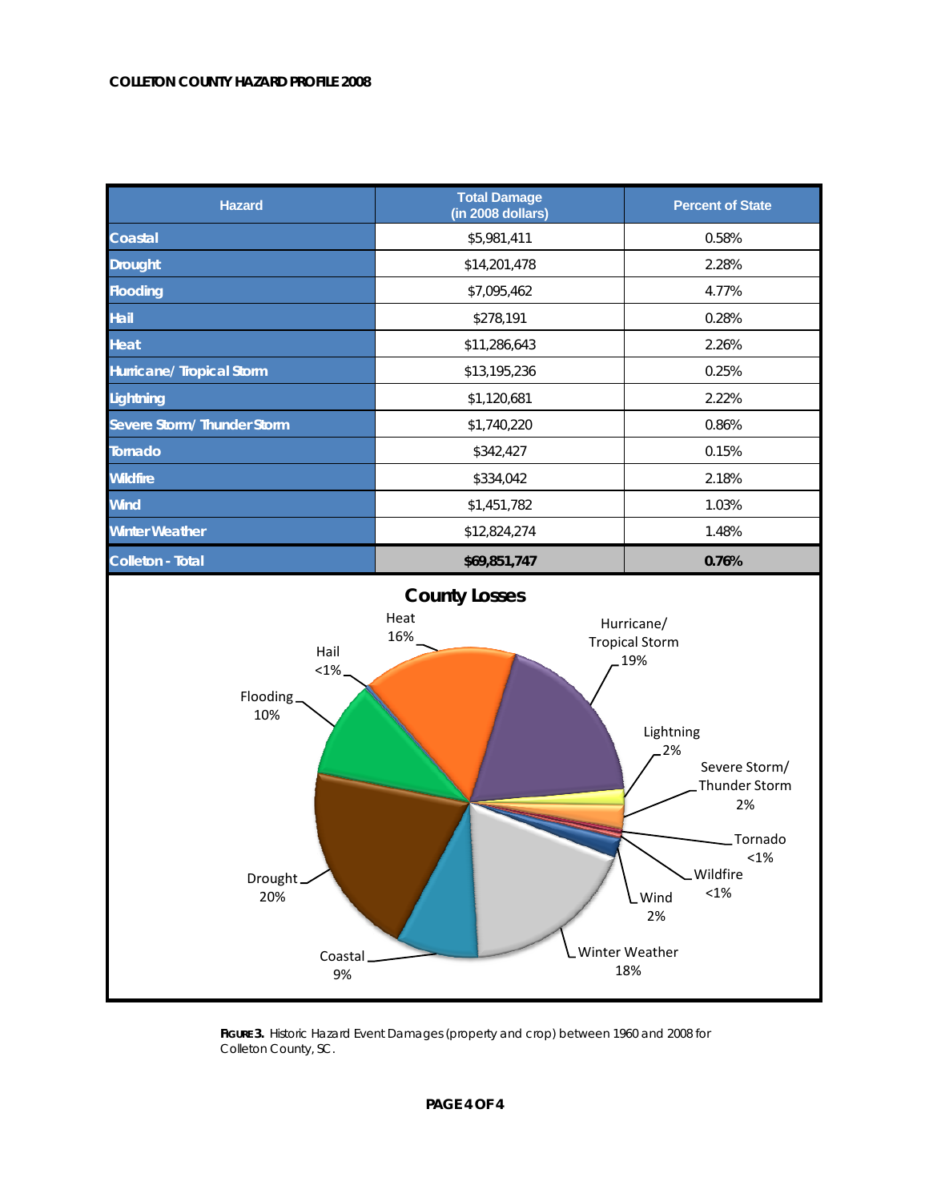| Hazard | Total Damage (in 2008 dollars) | Percent of State |
|---|---|---|
| Coastal | $5,981,411 | 0.58% |
| Drought | $14,201,478 | 2.28% |
| Flooding | $7,095,462 | 4.77% |
| Hail | $278,191 | 0.28% |
| Heat | $11,286,643 | 2.26% |
| Hurricane/ Tropical Storm | $13,195,236 | 0.25% |
| Lightning | $1,120,681 | 2.22% |
| Severe Storm/ Thunder Storm | $1,740,220 | 0.86% |
| Tornado | $342,427 | 0.15% |
| Wildfire | $334,042 | 2.18% |
| Wind | $1,451,782 | 1.03% |
| Winter Weather | $12,824,274 | 1.48% |
| **Colleton - Total** | **$69,851,747** | **0.76%** |

**County Losses**

Heat 16%

Hurricane/ Tropical Storm 19%

Hail <1%

Flooding 10%

Lightning 2%

Severe Storm/ Thunder Storm 2%

Tornado <1%

Wildfire <1%

Wind 2%

Drought 20%

Coastal 9%

Winter Weather 18%

**FIGURE 3.** Historic Hazard Event Damages (property and crop) between 1960 and 2008 for Colleton County, SC.